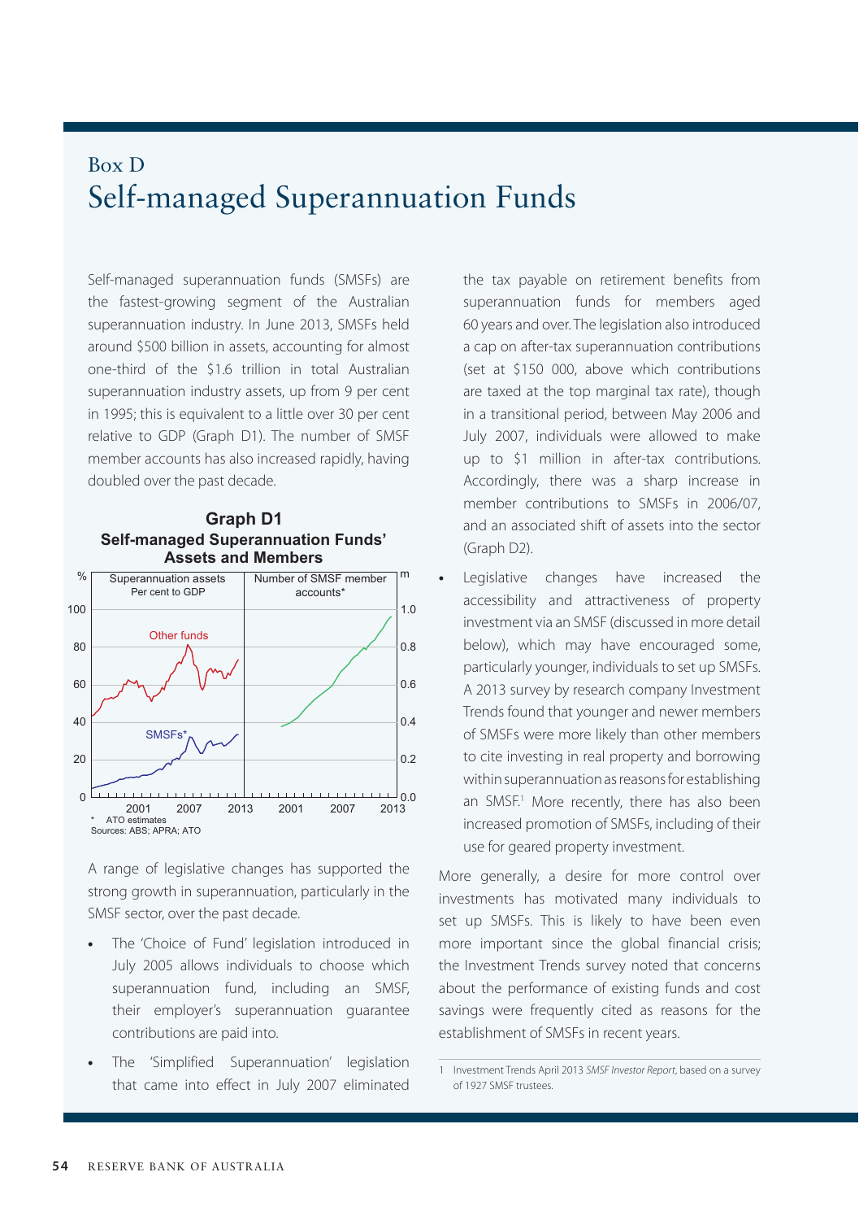# Box D

# Self-managed Superannuation Funds

Self-managed superannuation funds (SMSFs) are the fastest-growing segment of the Australian superannuation industry. In June 2013, SMSFs held around $500 billion in assets, accounting for almost one-third of the $1.6 trillion in total Australian superannuation industry assets, up from 9 per cent in 1995; this is equivalent to a little over 30 per cent relative to GDP (Graph D1). The number of SMSF member accounts has also increased rapidly, having doubled over the past decade.

**Graph D1**
**Self-managed Superannuation Funds' Assets and Members**

\* ATO estimates
Sources: ABS; APRA; ATO

A range of legislative changes has supported the strong growth in superannuation, particularly in the SMSF sector, over the past decade.

- The 'Choice of Fund' legislation introduced in July 2005 allows individuals to choose which superannuation fund, including an SMSF, their employer's superannuation guarantee contributions are paid into.
- The 'Simplified Superannuation' legislation that came into effect in July 2007 eliminated the tax payable on retirement benefits from superannuation funds for members aged 60 years and over. The legislation also introduced a cap on after-tax superannuation contributions (set at $150 000, above which contributions are taxed at the top marginal tax rate), though in a transitional period, between May 2006 and July 2007, individuals were allowed to make up to $1 million in after-tax contributions. Accordingly, there was a sharp increase in member contributions to SMSFs in 2006/07, and an associated shift of assets into the sector (Graph D2).
- Legislative changes have increased the accessibility and attractiveness of property investment via an SMSF (discussed in more detail below), which may have encouraged some, particularly younger, individuals to set up SMSFs. A 2013 survey by research company Investment Trends found that younger and newer members of SMSFs were more likely than other members to cite investing in real property and borrowing within superannuation as reasons for establishing an SMSF.[1] More recently, there has also been increased promotion of SMSFs, including of their use for geared property investment.

More generally, a desire for more control over investments has motivated many individuals to set up SMSFs. This is likely to have been even more important since the global financial crisis; the Investment Trends survey noted that concerns about the performance of existing funds and cost savings were frequently cited as reasons for the establishment of SMSFs in recent years.

1 Investment Trends April 2013 *SMSF Investor Report*, based on a survey of 1927 SMSF trustees.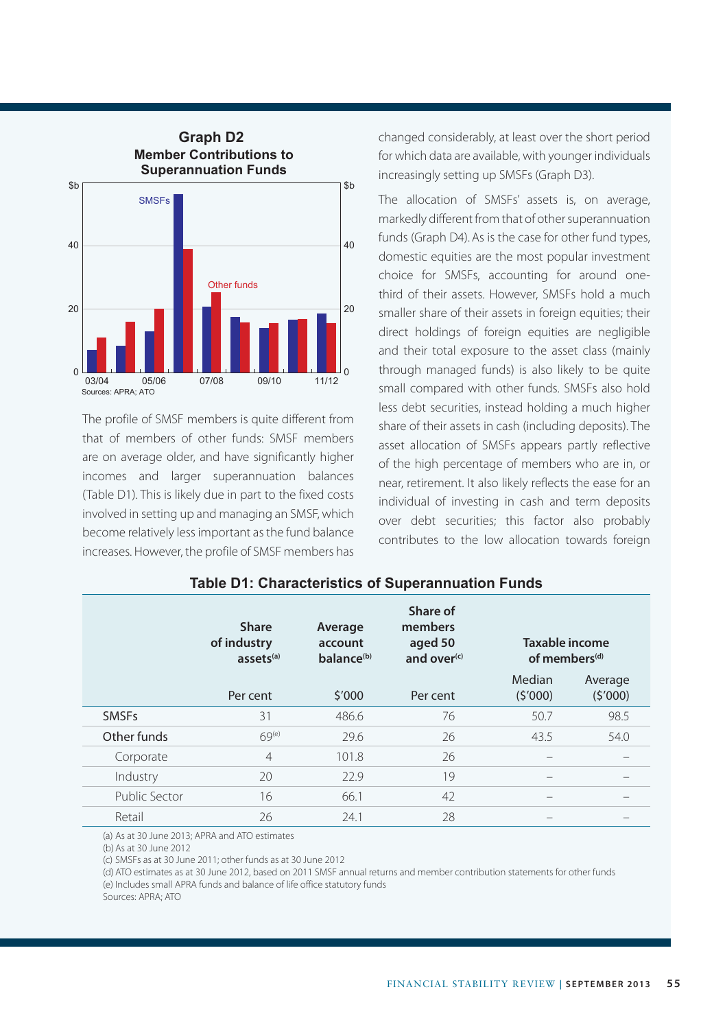**Graph D2**
**Member Contributions to Superannuation Funds**

Sources: APRA; ATO

The profile of SMSF members is quite different from that of members of other funds: SMSF members are on average older, and have significantly higher incomes and larger superannuation balances (Table D1). This is likely due in part to the fixed costs involved in setting up and managing an SMSF, which become relatively less important as the fund balance increases. However, the profile of SMSF members has changed considerably, at least over the short period for which data are available, with younger individuals increasingly setting up SMSFs (Graph D3).

The allocation of SMSFs' assets is, on average, markedly different from that of other superannuation funds (Graph D4). As is the case for other fund types, domestic equities are the most popular investment choice for SMSFs, accounting for around one-third of their assets. However, SMSFs hold a much smaller share of their assets in foreign equities; their direct holdings of foreign equities are negligible and their total exposure to the asset class (mainly through managed funds) is also likely to be quite small compared with other funds. SMSFs also hold less debt securities, instead holding a much higher share of their assets in cash (including deposits). The asset allocation of SMSFs appears partly reflective of the high percentage of members who are in, or near, retirement. It also likely reflects the ease for an individual of investing in cash and term deposits over debt securities; this factor also probably contributes to the low allocation towards foreign

**Table D1: Characteristics of Superannuation Funds**

| | Share of industry assets[(a)] | Average account balance[(b)] | Share of members aged 50 and over[(c)] | Taxable income of members[(d)] | |
|---|---|---|---|---|---|
| | Per cent | $'000 | Per cent | Median ($'000) | Average ($'000) |
| SMSFs | 31 | 486.6 | 76 | 50.7 | 98.5 |
| Other funds | 69[(e)] | 29.6 | 26 | 43.5 | 54.0 |
| Corporate | 4 | 101.8 | 26 | – | – |
| Industry | 20 | 22.9 | 19 | – | – |
| Public Sector | 16 | 66.1 | 42 | – | – |
| Retail | 26 | 24.1 | 28 | – | – |

(a) As at 30 June 2013; APRA and ATO estimates
(b) As at 30 June 2012
(c) SMSFs as at 30 June 2011; other funds as at 30 June 2012
(d) ATO estimates as at 30 June 2012, based on 2011 SMSF annual returns and member contribution statements for other funds
(e) Includes small APRA funds and balance of life office statutory funds
Sources: APRA; ATO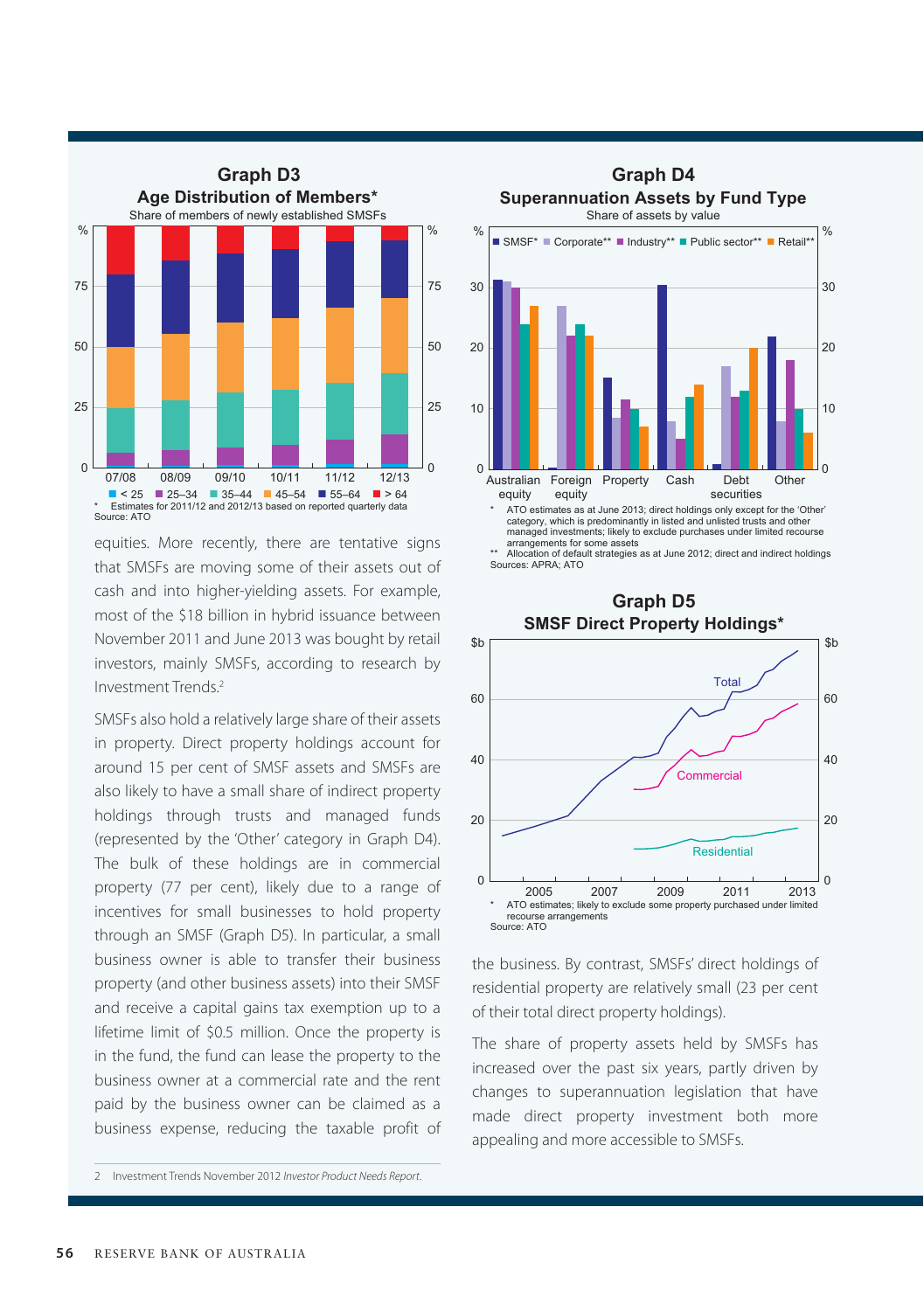### Graph D3

**Age Distribution of Members***

Share of members of newly established SMSFs

\* Estimates for 2011/12 and 2012/13 based on reported quarterly data

Source: ATO

### Graph D4

**Superannuation Assets by Fund Type**

Share of assets by value

\* ATO estimates as at June 2013; direct holdings only except for the 'Other' category, which is predominantly in listed and unlisted trusts and other managed investments; likely to exclude purchases under limited recourse arrangements for some assets

\*\* Allocation of default strategies as at June 2012; direct and indirect holdings

Sources: APRA; ATO

### Graph D5

**SMSF Direct Property Holdings***

\* ATO estimates; likely to exclude some property purchased under limited recourse arrangements

Source: ATO

equities. More recently, there are tentative signs that SMSFs are moving some of their assets out of cash and into higher-yielding assets. For example, most of the $18 billion in hybrid issuance between November 2011 and June 2013 was bought by retail investors, mainly SMSFs, according to research by Investment Trends.[2]

SMSFs also hold a relatively large share of their assets in property. Direct property holdings account for around 15 per cent of SMSF assets and SMSFs are also likely to have a small share of indirect property holdings through trusts and managed funds (represented by the 'Other' category in Graph D4). The bulk of these holdings are in commercial property (77 per cent), likely due to a range of incentives for small businesses to hold property through an SMSF (Graph D5). In particular, a small business owner is able to transfer their business property (and other business assets) into their SMSF and receive a capital gains tax exemption up to a lifetime limit of $0.5 million. Once the property is in the fund, the fund can lease the property to the business owner at a commercial rate and the rent paid by the business owner can be claimed as a business expense, reducing the taxable profit of the business. By contrast, SMSFs' direct holdings of residential property are relatively small (23 per cent of their total direct property holdings).

The share of property assets held by SMSFs has increased over the past six years, partly driven by changes to superannuation legislation that have made direct property investment both more appealing and more accessible to SMSFs.

2 Investment Trends November 2012 *Investor Product Needs Report*.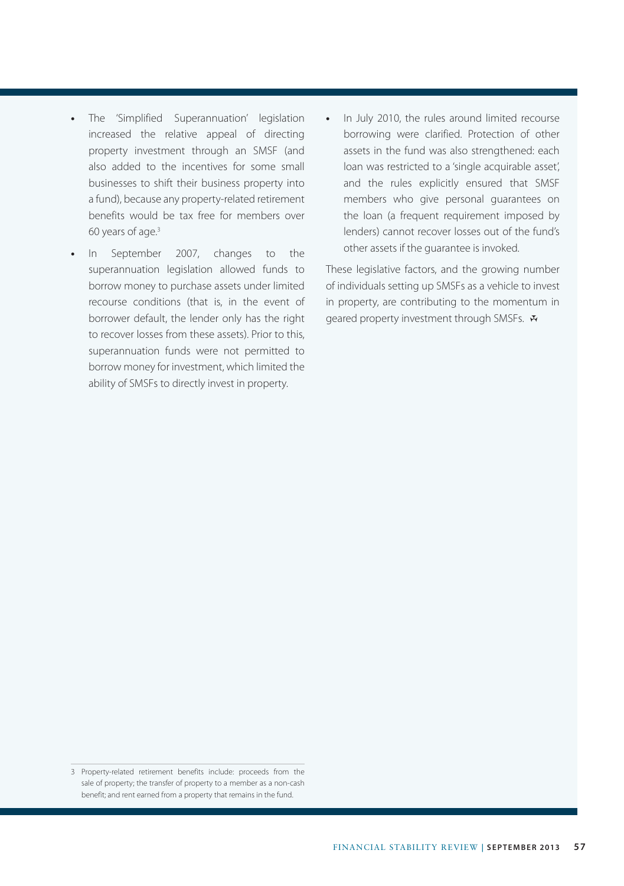- The 'Simplified Superannuation' legislation increased the relative appeal of directing property investment through an SMSF (and also added to the incentives for some small businesses to shift their business property into a fund), because any property-related retirement benefits would be tax free for members over 60 years of age.[3]
- In September 2007, changes to the superannuation legislation allowed funds to borrow money to purchase assets under limited recourse conditions (that is, in the event of borrower default, the lender only has the right to recover losses from these assets). Prior to this, superannuation funds were not permitted to borrow money for investment, which limited the ability of SMSFs to directly invest in property.
- In July 2010, the rules around limited recourse borrowing were clarified. Protection of other assets in the fund was also strengthened: each loan was restricted to a 'single acquirable asset', and the rules explicitly ensured that SMSF members who give personal guarantees on the loan (a frequent requirement imposed by lenders) cannot recover losses out of the fund's other assets if the guarantee is invoked.

These legislative factors, and the growing number of individuals setting up SMSFs as a vehicle to invest in property, are contributing to the momentum in geared property investment through SMSFs.

3 Property-related retirement benefits include: proceeds from the sale of property; the transfer of property to a member as a non-cash benefit; and rent earned from a property that remains in the fund.